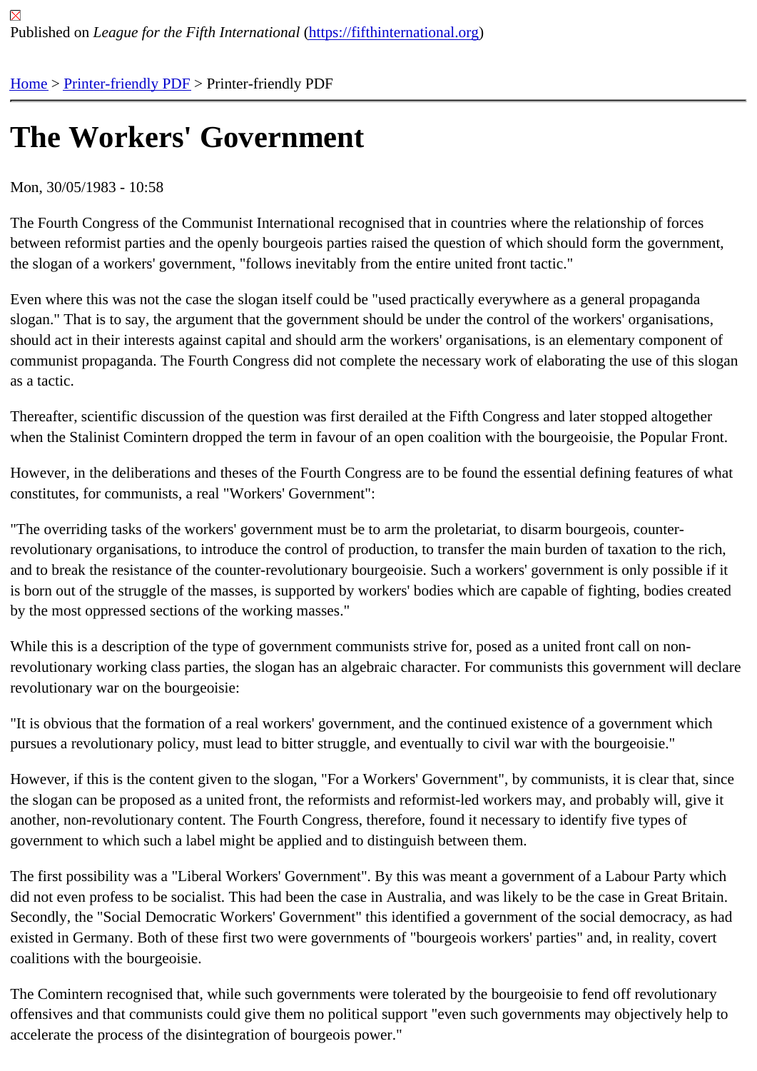Published on *League for the Fifth International* (https://fifthinternational.org)

Home > Printer-friendly PDF > Printer-friendly PDF

# The Workers' Government

Mon, 30/05/1983 - 10:58

The Fourth Congress of the Communist International recognised that in countries where the relationship of forces between reformist parties and the openly bourgeois parties raised the question of which should form the government, the slogan of a workers' government, "follows inevitably from the entire united front tactic."

Even where this was not the case the slogan itself could be "used practically everywhere as a general propaganda slogan." That is to say, the argument that the government should be under the control of the workers' organisations, should act in their interests against capital and should arm the workers' organisations, is an elementary component of communist propaganda. The Fourth Congress did not complete the necessary work of elaborating the use of this slogan as a tactic.

Thereafter, scientific discussion of the question was first derailed at the Fifth Congress and later stopped altogether when the Stalinist Comintern dropped the term in favour of an open coalition with the bourgeoisie, the Popular Front.

However, in the deliberations and theses of the Fourth Congress are to be found the essential defining features of what constitutes, for communists, a real "Workers' Government":

"The overriding tasks of the workers' government must be to arm the proletariat, to disarm bourgeois, counter-revolutionary organisations, to introduce the control of production, to transfer the main burden of taxation to the rich, and to break the resistance of the counter-revolutionary bourgeoisie. Such a workers' government is only possible if it is born out of the struggle of the masses, is supported by workers' bodies which are capable of fighting, bodies created by the most oppressed sections of the working masses."

While this is a description of the type of government communists strive for, posed as a united front call on non-revolutionary working class parties, the slogan has an algebraic character. For communists this government will declare revolutionary war on the bourgeoisie:

"It is obvious that the formation of a real workers' government, and the continued existence of a government which pursues a revolutionary policy, must lead to bitter struggle, and eventually to civil war with the bourgeoisie."

However, if this is the content given to the slogan, "For a Workers' Government", by communists, it is clear that, since the slogan can be proposed as a united front, the reformists and reformist-led workers may, and probably will, give it another, non-revolutionary content. The Fourth Congress, therefore, found it necessary to identify five types of government to which such a label might be applied and to distinguish between them.

The first possibility was a "Liberal Workers' Government". By this was meant a government of a Labour Party which did not even profess to be socialist. This had been the case in Australia, and was likely to be the case in Great Britain. Secondly, the "Social Democratic Workers' Government" this identified a government of the social democracy, as had existed in Germany. Both of these first two were governments of "bourgeois workers' parties" and, in reality, covert coalitions with the bourgeoisie.

The Comintern recognised that, while such governments were tolerated by the bourgeoisie to fend off revolutionary offensives and that communists could give them no political support "even such governments may objectively help to accelerate the process of the disintegration of bourgeois power."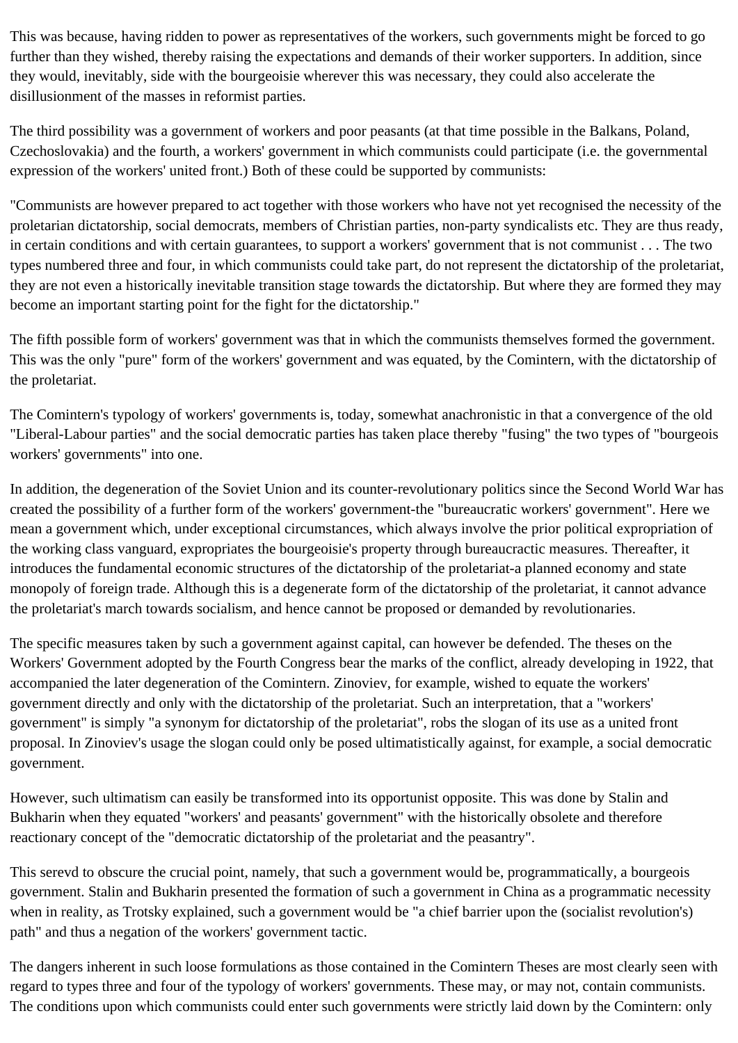This was because, having ridden to power as representatives of the workers, such governments might be forced to go further than they wished, thereby raising the expectations and demands of their worker supporters. In addition, since they would, inevitably, side with the bourgeoisie wherever this was necessary, they could also accelerate the disillusionment of the masses in reformist parties.

The third possibility was a government of workers and poor peasants (at that time possible in the Balkans, Poland, Czechoslovakia) and the fourth, a workers' government in which communists could participate (i.e. the governmental expression of the workers' united front.) Both of these could be supported by communists:

"Communists are however prepared to act together with those workers who have not yet recognised the necessity of the proletarian dictatorship, social democrats, members of Christian parties, non-party syndicalists etc. They are thus ready, in certain conditions and with certain guarantees, to support a workers' government that is not communist . . . The two types numbered three and four, in which communists could take part, do not represent the dictatorship of the proletariat, they are not even a historically inevitable transition stage towards the dictatorship. But where they are formed they may become an important starting point for the fight for the dictatorship."

The fifth possible form of workers' government was that in which the communists themselves formed the government. This was the only "pure" form of the workers' government and was equated, by the Comintern, with the dictatorship of the proletariat.

The Comintern's typology of workers' governments is, today, somewhat anachronistic in that a convergence of the old "Liberal-Labour parties" and the social democratic parties has taken place thereby "fusing" the two types of "bourgeois workers' governments" into one.

In addition, the degeneration of the Soviet Union and its counter-revolutionary politics since the Second World War has created the possibility of a further form of the workers' government-the "bureaucratic workers' government". Here we mean a government which, under exceptional circumstances, which always involve the prior political expropriation of the working class vanguard, expropriates the bourgeoisie's property through bureaucractic measures. Thereafter, it introduces the fundamental economic structures of the dictatorship of the proletariat-a planned economy and state monopoly of foreign trade. Although this is a degenerate form of the dictatorship of the proletariat, it cannot advance the proletariat's march towards socialism, and hence cannot be proposed or demanded by revolutionaries.

The specific measures taken by such a government against capital, can however be defended. The theses on the Workers' Government adopted by the Fourth Congress bear the marks of the conflict, already developing in 1922, that accompanied the later degeneration of the Comintern. Zinoviev, for example, wished to equate the workers' government directly and only with the dictatorship of the proletariat. Such an interpretation, that a "workers' government" is simply "a synonym for dictatorship of the proletariat", robs the slogan of its use as a united front proposal. In Zinoviev's usage the slogan could only be posed ultimatistically against, for example, a social democratic government.

However, such ultimatism can easily be transformed into its opportunist opposite. This was done by Stalin and Bukharin when they equated "workers' and peasants' government" with the historically obsolete and therefore reactionary concept of the "democratic dictatorship of the proletariat and the peasantry".

This serevd to obscure the crucial point, namely, that such a government would be, programmatically, a bourgeois government. Stalin and Bukharin presented the formation of such a government in China as a programmatic necessity when in reality, as Trotsky explained, such a government would be "a chief barrier upon the (socialist revolution's) path" and thus a negation of the workers' government tactic.

The dangers inherent in such loose formulations as those contained in the Comintern Theses are most clearly seen with regard to types three and four of the typology of workers' governments. These may, or may not, contain communists. The conditions upon which communists could enter such governments were strictly laid down by the Comintern: only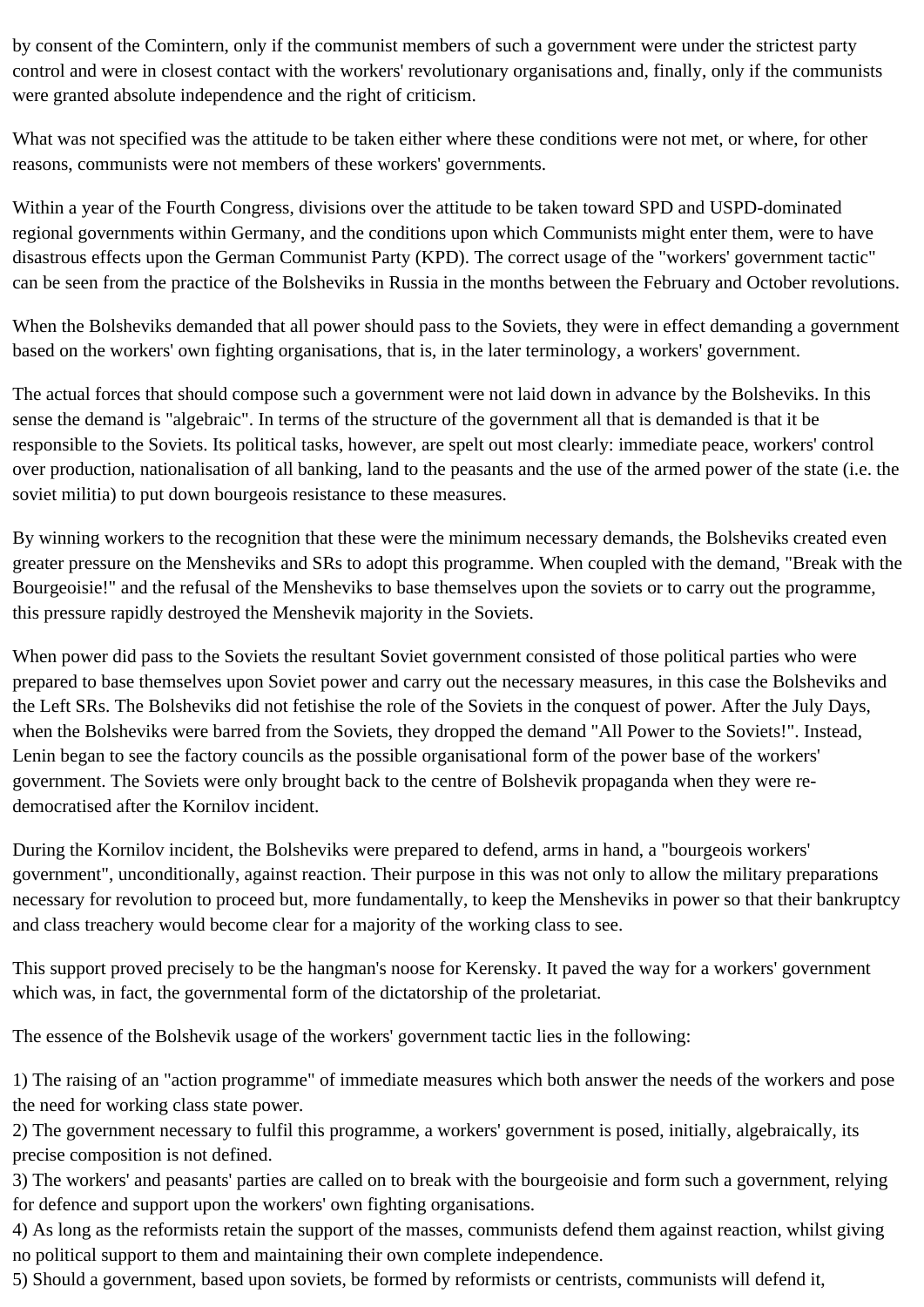by consent of the Comintern, only if the communist members of such a government were under the strictest party control and were in closest contact with the workers' revolutionary organisations and, finally, only if the communists were granted absolute independence and the right of criticism.

What was not specified was the attitude to be taken either where these conditions were not met, or where, for other reasons, communists were not members of these workers' governments.

Within a year of the Fourth Congress, divisions over the attitude to be taken toward SPD and USPD-dominated regional governments within Germany, and the conditions upon which Communists might enter them, were to have disastrous effects upon the German Communist Party (KPD). The correct usage of the "workers' government tactic" can be seen from the practice of the Bolsheviks in Russia in the months between the February and October revolutions.

When the Bolsheviks demanded that all power should pass to the Soviets, they were in effect demanding a government based on the workers' own fighting organisations, that is, in the later terminology, a workers' government.

The actual forces that should compose such a government were not laid down in advance by the Bolsheviks. In this sense the demand is "algebraic". In terms of the structure of the government all that is demanded is that it be responsible to the Soviets. Its political tasks, however, are spelt out most clearly: immediate peace, workers' control over production, nationalisation of all banking, land to the peasants and the use of the armed power of the state (i.e. the soviet militia) to put down bourgeois resistance to these measures.

By winning workers to the recognition that these were the minimum necessary demands, the Bolsheviks created even greater pressure on the Mensheviks and SRs to adopt this programme. When coupled with the demand, "Break with the Bourgeoisie!" and the refusal of the Mensheviks to base themselves upon the soviets or to carry out the programme, this pressure rapidly destroyed the Menshevik majority in the Soviets.

When power did pass to the Soviets the resultant Soviet government consisted of those political parties who were prepared to base themselves upon Soviet power and carry out the necessary measures, in this case the Bolsheviks and the Left SRs. The Bolsheviks did not fetishise the role of the Soviets in the conquest of power. After the July Days, when the Bolsheviks were barred from the Soviets, they dropped the demand "All Power to the Soviets!". Instead, Lenin began to see the factory councils as the possible organisational form of the power base of the workers' government. The Soviets were only brought back to the centre of Bolshevik propaganda when they were re-democratised after the Kornilov incident.

During the Kornilov incident, the Bolsheviks were prepared to defend, arms in hand, a "bourgeois workers' government", unconditionally, against reaction. Their purpose in this was not only to allow the military preparations necessary for revolution to proceed but, more fundamentally, to keep the Mensheviks in power so that their bankruptcy and class treachery would become clear for a majority of the working class to see.

This support proved precisely to be the hangman's noose for Kerensky. It paved the way for a workers' government which was, in fact, the governmental form of the dictatorship of the proletariat.

The essence of the Bolshevik usage of the workers' government tactic lies in the following:

1) The raising of an "action programme" of immediate measures which both answer the needs of the workers and pose the need for working class state power.
2) The government necessary to fulfil this programme, a workers' government is posed, initially, algebraically, its precise composition is not defined.
3) The workers' and peasants' parties are called on to break with the bourgeoisie and form such a government, relying for defence and support upon the workers' own fighting organisations.
4) As long as the reformists retain the support of the masses, communists defend them against reaction, whilst giving no political support to them and maintaining their own complete independence.
5) Should a government, based upon soviets, be formed by reformists or centrists, communists will defend it,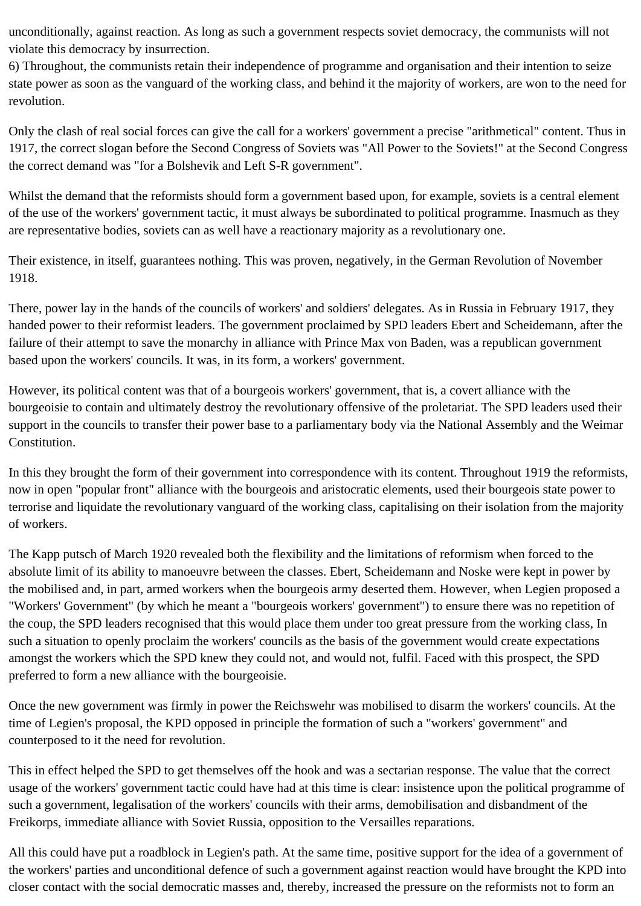unconditionally, against reaction. As long as such a government respects soviet democracy, the communists will not violate this democracy by insurrection.

6) Throughout, the communists retain their independence of programme and organisation and their intention to seize state power as soon as the vanguard of the working class, and behind it the majority of workers, are won to the need for revolution.

Only the clash of real social forces can give the call for a workers' government a precise "arithmetical" content. Thus in 1917, the correct slogan before the Second Congress of Soviets was "All Power to the Soviets!" at the Second Congress the correct demand was "for a Bolshevik and Left S-R government".

Whilst the demand that the reformists should form a government based upon, for example, soviets is a central element of the use of the workers' government tactic, it must always be subordinated to political programme. Inasmuch as they are representative bodies, soviets can as well have a reactionary majority as a revolutionary one.

Their existence, in itself, guarantees nothing. This was proven, negatively, in the German Revolution of November 1918.

There, power lay in the hands of the councils of workers' and soldiers' delegates. As in Russia in February 1917, they handed power to their reformist leaders. The government proclaimed by SPD leaders Ebert and Scheidemann, after the failure of their attempt to save the monarchy in alliance with Prince Max von Baden, was a republican government based upon the workers' councils. It was, in its form, a workers' government.

However, its political content was that of a bourgeois workers' government, that is, a covert alliance with the bourgeoisie to contain and ultimately destroy the revolutionary offensive of the proletariat. The SPD leaders used their support in the councils to transfer their power base to a parliamentary body via the National Assembly and the Weimar Constitution.

In this they brought the form of their government into correspondence with its content. Throughout 1919 the reformists, now in open "popular front" alliance with the bourgeois and aristocratic elements, used their bourgeois state power to terrorise and liquidate the revolutionary vanguard of the working class, capitalising on their isolation from the majority of workers.

The Kapp putsch of March 1920 revealed both the flexibility and the limitations of reformism when forced to the absolute limit of its ability to manoeuvre between the classes. Ebert, Scheidemann and Noske were kept in power by the mobilised and, in part, armed workers when the bourgeois army deserted them. However, when Legien proposed a "Workers' Government" (by which he meant a "bourgeois workers' government") to ensure there was no repetition of the coup, the SPD leaders recognised that this would place them under too great pressure from the working class, In such a situation to openly proclaim the workers' councils as the basis of the government would create expectations amongst the workers which the SPD knew they could not, and would not, fulfil. Faced with this prospect, the SPD preferred to form a new alliance with the bourgeoisie.

Once the new government was firmly in power the Reichswehr was mobilised to disarm the workers' councils. At the time of Legien's proposal, the KPD opposed in principle the formation of such a "workers' government" and counterposed to it the need for revolution.

This in effect helped the SPD to get themselves off the hook and was a sectarian response. The value that the correct usage of the workers' government tactic could have had at this time is clear: insistence upon the political programme of such a government, legalisation of the workers' councils with their arms, demobilisation and disbandment of the Freikorps, immediate alliance with Soviet Russia, opposition to the Versailles reparations.

All this could have put a roadblock in Legien's path. At the same time, positive support for the idea of a government of the workers' parties and unconditional defence of such a government against reaction would have brought the KPD into closer contact with the social democratic masses and, thereby, increased the pressure on the reformists not to form an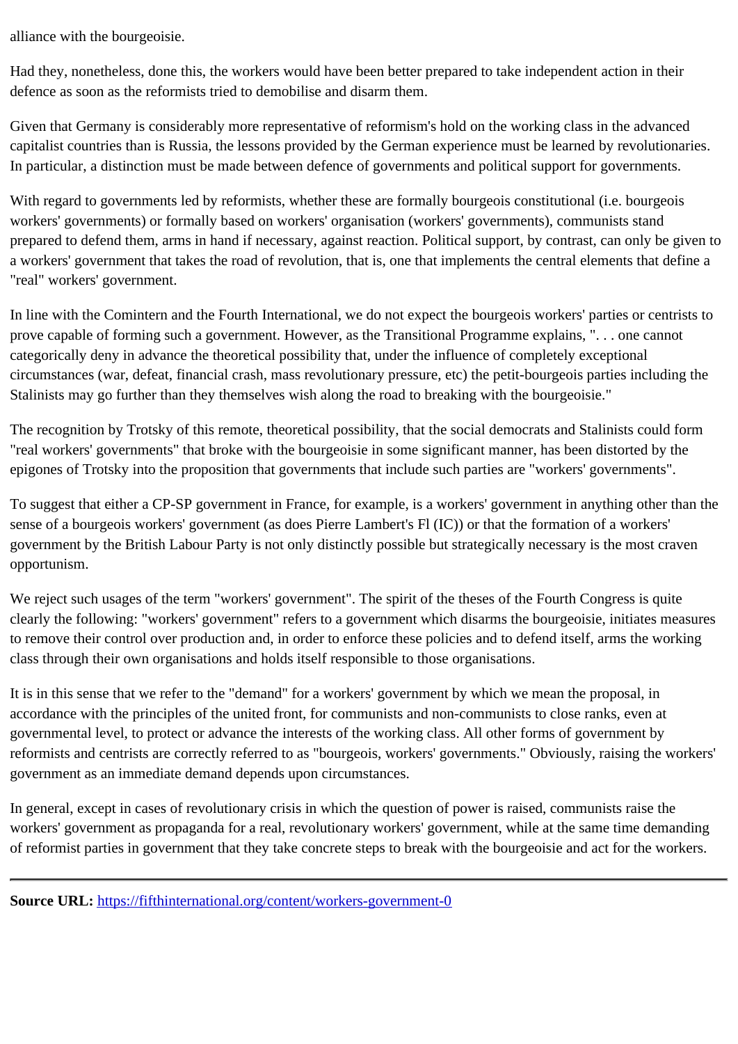alliance with the bourgeoisie.

Had they, nonetheless, done this, the workers would have been better prepared to take independent action in their defence as soon as the reformists tried to demobilise and disarm them.

Given that Germany is considerably more representative of reformism's hold on the working class in the advanced capitalist countries than is Russia, the lessons provided by the German experience must be learned by revolutionaries. In particular, a distinction must be made between defence of governments and political support for governments.

With regard to governments led by reformists, whether these are formally bourgeois constitutional (i.e. bourgeois workers' governments) or formally based on workers' organisation (workers' governments), communists stand prepared to defend them, arms in hand if necessary, against reaction. Political support, by contrast, can only be given to a workers' government that takes the road of revolution, that is, one that implements the central elements that define a "real" workers' government.

In line with the Comintern and the Fourth International, we do not expect the bourgeois workers' parties or centrists to prove capable of forming such a government. However, as the Transitional Programme explains, ". . . one cannot categorically deny in advance the theoretical possibility that, under the influence of completely exceptional circumstances (war, defeat, financial crash, mass revolutionary pressure, etc) the petit-bourgeois parties including the Stalinists may go further than they themselves wish along the road to breaking with the bourgeoisie."

The recognition by Trotsky of this remote, theoretical possibility, that the social democrats and Stalinists could form "real workers' governments" that broke with the bourgeoisie in some significant manner, has been distorted by the epigones of Trotsky into the proposition that governments that include such parties are "workers' governments".

To suggest that either a CP-SP government in France, for example, is a workers' government in anything other than the sense of a bourgeois workers' government (as does Pierre Lambert's FI (IC)) or that the formation of a workers' government by the British Labour Party is not only distinctly possible but strategically necessary is the most craven opportunism.

We reject such usages of the term "workers' government". The spirit of the theses of the Fourth Congress is quite clearly the following: "workers' government" refers to a government which disarms the bourgeoisie, initiates measures to remove their control over production and, in order to enforce these policies and to defend itself, arms the working class through their own organisations and holds itself responsible to those organisations.

It is in this sense that we refer to the "demand" for a workers' government by which we mean the proposal, in accordance with the principles of the united front, for communists and non-communists to close ranks, even at governmental level, to protect or advance the interests of the working class. All other forms of government by reformists and centrists are correctly referred to as "bourgeois, workers' governments." Obviously, raising the workers' government as an immediate demand depends upon circumstances.

In general, except in cases of revolutionary crisis in which the question of power is raised, communists raise the workers' government as propaganda for a real, revolutionary workers' government, while at the same time demanding of reformist parties in government that they take concrete steps to break with the bourgeoisie and act for the workers.

---

**Source URL:** https://fifthinternational.org/content/workers-government-0